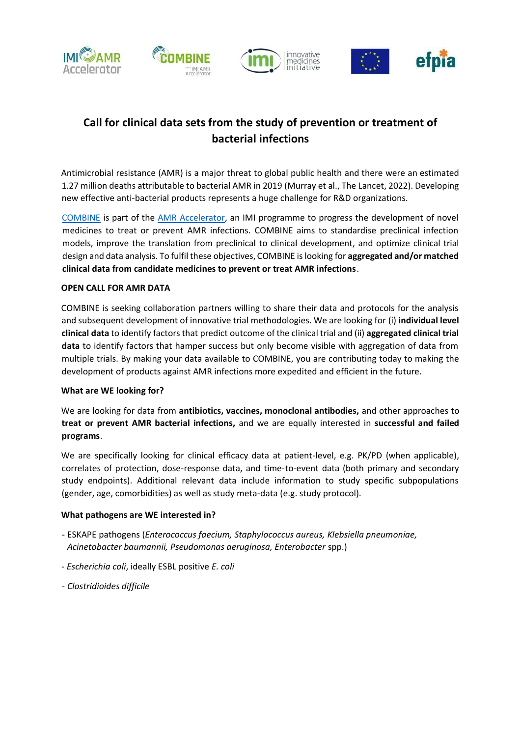# Call for clinical data sets from the study of prevention or treatment of bacterial infections

Antimicrobial resistance (AMR) is a major threat to global public health and there were an estimated 1.27 million deaths attributable to bacterial AMR in 2019 (Murray et al., The Lancet, 2022). Developing new effective anti-bacterial products represents a huge challenge for R&D organizations.

[COMBINE](COMBINE) is part of the [AMR Accelerator](AMR Accelerator), an IMI programme to progress the development of novel medicines to treat or prevent AMR infections. COMBINE aims to standardise preclinical infection models, improve the translation from preclinical to clinical development, and optimize clinical trial design and data analysis. To fulfil these objectives, COMBINE is looking for **aggregated and/or matched clinical data from candidate medicines to prevent or treat AMR infections**.

**OPEN CALL FOR AMR DATA**

COMBINE is seeking collaboration partners willing to share their data and protocols for the analysis and subsequent development of innovative trial methodologies. We are looking for (i) **individual level clinical data** to identify factors that predict outcome of the clinical trial and (ii) **aggregated clinical trial data** to identify factors that hamper success but only become visible with aggregation of data from multiple trials. By making your data available to COMBINE, you are contributing today to making the development of products against AMR infections more expedited and efficient in the future.

**What are WE looking for?**

We are looking for data from **antibiotics, vaccines, monoclonal antibodies,** and other approaches to **treat or prevent AMR bacterial infections,** and we are equally interested in **successful and failed programs**.

We are specifically looking for clinical efficacy data at patient-level, e.g. PK/PD (when applicable), correlates of protection, dose-response data, and time-to-event data (both primary and secondary study endpoints). Additional relevant data include information to study specific subpopulations (gender, age, comorbidities) as well as study meta-data (e.g. study protocol).

**What pathogens are WE interested in?**

- ESKAPE pathogens (*Enterococcus faecium, Staphylococcus aureus, Klebsiella pneumoniae, Acinetobacter baumannii, Pseudomonas aeruginosa, Enterobacter* spp.)
- *Escherichia coli*, ideally ESBL positive *E. coli*
- *Clostridioides difficile*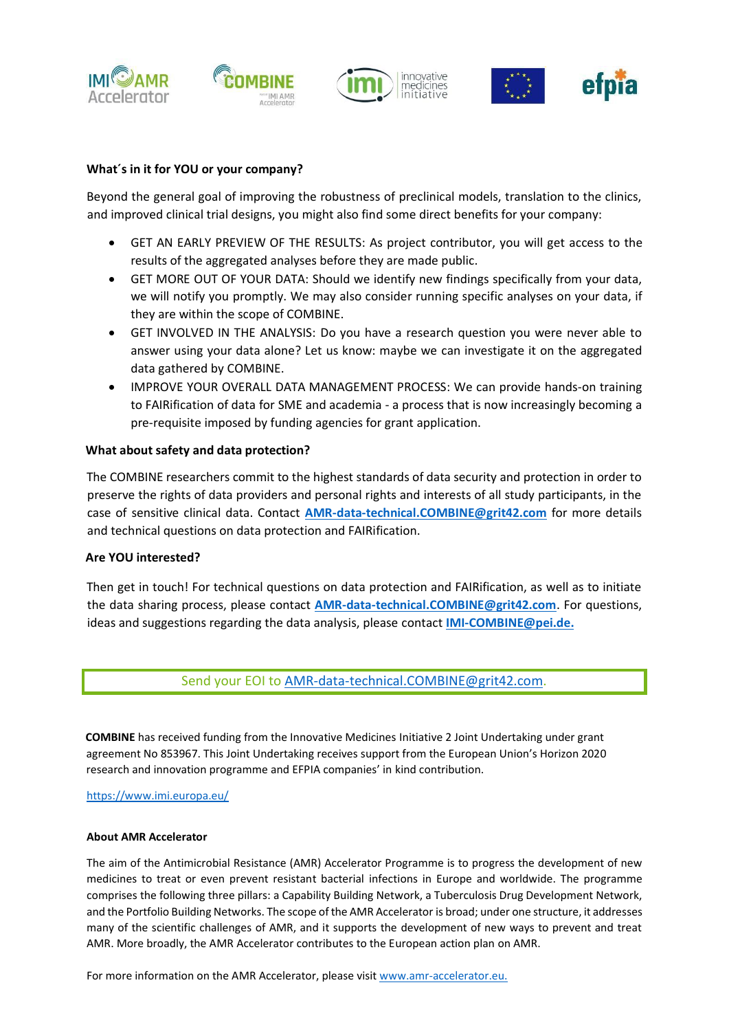**What´s in it for YOU or your company?**

Beyond the general goal of improving the robustness of preclinical models, translation to the clinics, and improved clinical trial designs, you might also find some direct benefits for your company:

- GET AN EARLY PREVIEW OF THE RESULTS: As project contributor, you will get access to the results of the aggregated analyses before they are made public.
- GET MORE OUT OF YOUR DATA: Should we identify new findings specifically from your data, we will notify you promptly. We may also consider running specific analyses on your data, if they are within the scope of COMBINE.
- GET INVOLVED IN THE ANALYSIS: Do you have a research question you were never able to answer using your data alone? Let us know: maybe we can investigate it on the aggregated data gathered by COMBINE.
- IMPROVE YOUR OVERALL DATA MANAGEMENT PROCESS: We can provide hands-on training to FAIRification of data for SME and academia - a process that is now increasingly becoming a pre-requisite imposed by funding agencies for grant application.

**What about safety and data protection?**

The COMBINE researchers commit to the highest standards of data security and protection in order to preserve the rights of data providers and personal rights and interests of all study participants, in the case of sensitive clinical data. Contact **AMR-data-technical.COMBINE@grit42.com** for more details and technical questions on data protection and FAIRification.

**Are YOU interested?**

Then get in touch! For technical questions on data protection and FAIRification, as well as to initiate the data sharing process, please contact **AMR-data-technical.COMBINE@grit42.com**. For questions, ideas and suggestions regarding the data analysis, please contact **IMI-COMBINE@pei.de.**

Send your EOI to AMR-data-technical.COMBINE@grit42.com.

**COMBINE** has received funding from the Innovative Medicines Initiative 2 Joint Undertaking under grant agreement No 853967. This Joint Undertaking receives support from the European Union's Horizon 2020 research and innovation programme and EFPIA companies' in kind contribution.

https://www.imi.europa.eu/

**About AMR Accelerator**

The aim of the Antimicrobial Resistance (AMR) Accelerator Programme is to progress the development of new medicines to treat or even prevent resistant bacterial infections in Europe and worldwide. The programme comprises the following three pillars: a Capability Building Network, a Tuberculosis Drug Development Network, and the Portfolio Building Networks. The scope of the AMR Accelerator is broad; under one structure, it addresses many of the scientific challenges of AMR, and it supports the development of new ways to prevent and treat AMR. More broadly, the AMR Accelerator contributes to the European action plan on AMR.

For more information on the AMR Accelerator, please visit www.amr-accelerator.eu.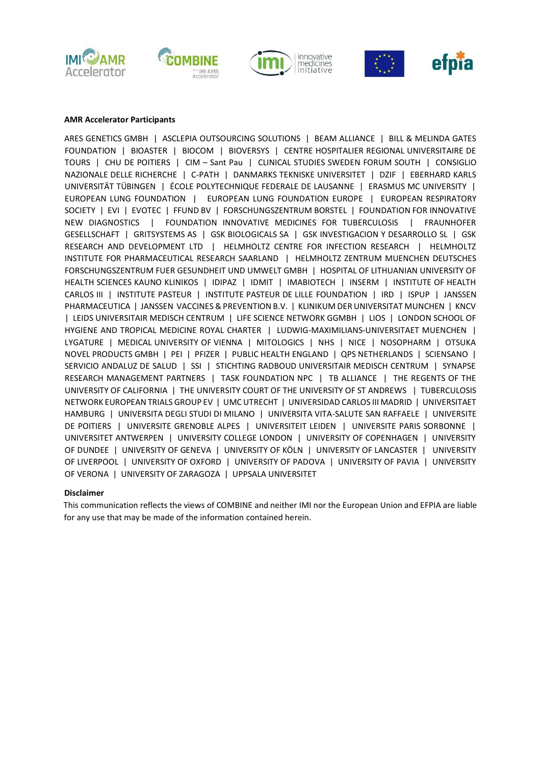**AMR Accelerator Participants**

ARES GENETICS GMBH | ASCLEPIA OUTSOURCING SOLUTIONS | BEAM ALLIANCE | BILL & MELINDA GATES FOUNDATION | BIOASTER | BIOCOM | BIOVERSYS | CENTRE HOSPITALIER REGIONAL UNIVERSITAIRE DE TOURS | CHU DE POITIERS | CIM – Sant Pau | CLINICAL STUDIES SWEDEN FORUM SOUTH | CONSIGLIO NAZIONALE DELLE RICHERCHE | C-PATH | DANMARKS TEKNISKE UNIVERSITET | DZIF | EBERHARD KARLS UNIVERSITÄT TÜBINGEN | ÉCOLE POLYTECHNIQUE FEDERALE DE LAUSANNE | ERASMUS MC UNIVERSITY | EUROPEAN LUNG FOUNDATION | EUROPEAN LUNG FOUNDATION EUROPE | EUROPEAN RESPIRATORY SOCIETY | EVI | EVOTEC | FFUND BV | FORSCHUNGSZENTRUM BORSTEL | FOUNDATION FOR INNOVATIVE NEW DIAGNOSTICS | FOUNDATION INNOVATIVE MEDICINES FOR TUBERCULOSIS | FRAUNHOFER GESELLSCHAFT | GRITSYSTEMS AS | GSK BIOLOGICALS SA | GSK INVESTIGACION Y DESARROLLO SL | GSK RESEARCH AND DEVELOPMENT LTD | HELMHOLTZ CENTRE FOR INFECTION RESEARCH | HELMHOLTZ INSTITUTE FOR PHARMACEUTICAL RESEARCH SAARLAND | HELMHOLTZ ZENTRUM MUENCHEN DEUTSCHES FORSCHUNGSZENTRUM FUER GESUNDHEIT UND UMWELT GMBH | HOSPITAL OF LITHUANIAN UNIVERSITY OF HEALTH SCIENCES KAUNO KLINIKOS | IDIPAZ | IDMIT | IMABIOTECH | INSERM | INSTITUTE OF HEALTH CARLOS III | INSTITUTE PASTEUR | INSTITUTE PASTEUR DE LILLE FOUNDATION | IRD | ISPUP | JANSSEN PHARMACEUTICA | JANSSEN VACCINES & PREVENTION B.V. | KLINIKUM DER UNIVERSITAT MUNCHEN | KNCV | LEIDS UNIVERSITAIR MEDISCH CENTRUM | LIFE SCIENCE NETWORK GGMBH | LIOS | LONDON SCHOOL OF HYGIENE AND TROPICAL MEDICINE ROYAL CHARTER | LUDWIG-MAXIMILIANS-UNIVERSITAET MUENCHEN | LYGATURE | MEDICAL UNIVERSITY OF VIENNA | MITOLOGICS | NHS | NICE | NOSOPHARM | OTSUKA NOVEL PRODUCTS GMBH | PEI | PFIZER | PUBLIC HEALTH ENGLAND | QPS NETHERLANDS | SCIENSANO | SERVICIO ANDALUZ DE SALUD | SSI | STICHTING RADBOUD UNIVERSITAIR MEDISCH CENTRUM | SYNAPSE RESEARCH MANAGEMENT PARTNERS | TASK FOUNDATION NPC | TB ALLIANCE | THE REGENTS OF THE UNIVERSITY OF CALIFORNIA | THE UNIVERSITY COURT OF THE UNIVERSITY OF ST ANDREWS | TUBERCULOSIS NETWORK EUROPEAN TRIALS GROUP EV | UMC UTRECHT | UNIVERSIDAD CARLOS III MADRID | UNIVERSITAET HAMBURG | UNIVERSITA DEGLI STUDI DI MILANO | UNIVERSITA VITA-SALUTE SAN RAFFAELE | UNIVERSITE DE POITIERS | UNIVERSITE GRENOBLE ALPES | UNIVERSITEIT LEIDEN | UNIVERSITE PARIS SORBONNE | UNIVERSITET ANTWERPEN | UNIVERSITY COLLEGE LONDON | UNIVERSITY OF COPENHAGEN | UNIVERSITY OF DUNDEE | UNIVERSITY OF GENEVA | UNIVERSITY OF KÖLN | UNIVERSITY OF LANCASTER | UNIVERSITY OF LIVERPOOL | UNIVERSITY OF OXFORD | UNIVERSITY OF PADOVA | UNIVERSITY OF PAVIA | UNIVERSITY OF VERONA | UNIVERSITY OF ZARAGOZA | UPPSALA UNIVERSITET

**Disclaimer**

This communication reflects the views of COMBINE and neither IMI nor the European Union and EFPIA are liable for any use that may be made of the information contained herein.